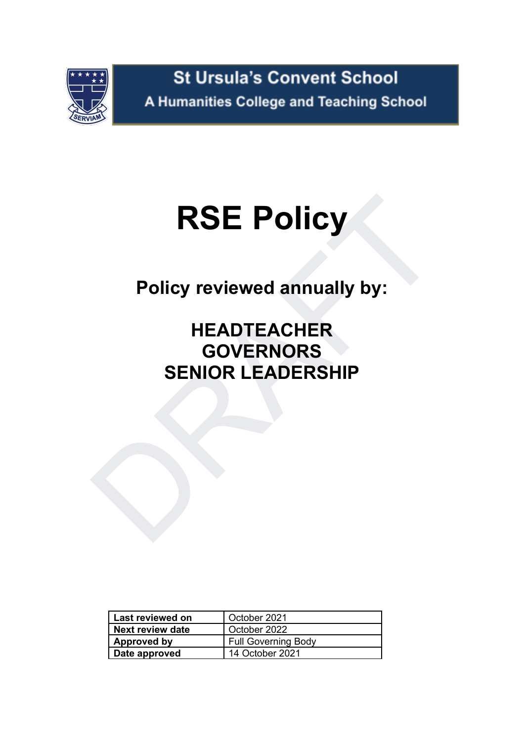St Ursula's Convent School

A Humanities College and Teaching School

# RSE Policy

## Policy reviewed annually by:

## HEADTEACHER
## GOVERNORS
## SENIOR LEADERSHIP

| | |
|---|---|
| **Last reviewed on** | October 2021 |
| **Next review date** | October 2022 |
| **Approved by** | Full Governing Body |
| **Date approved** | 14 October 2021 |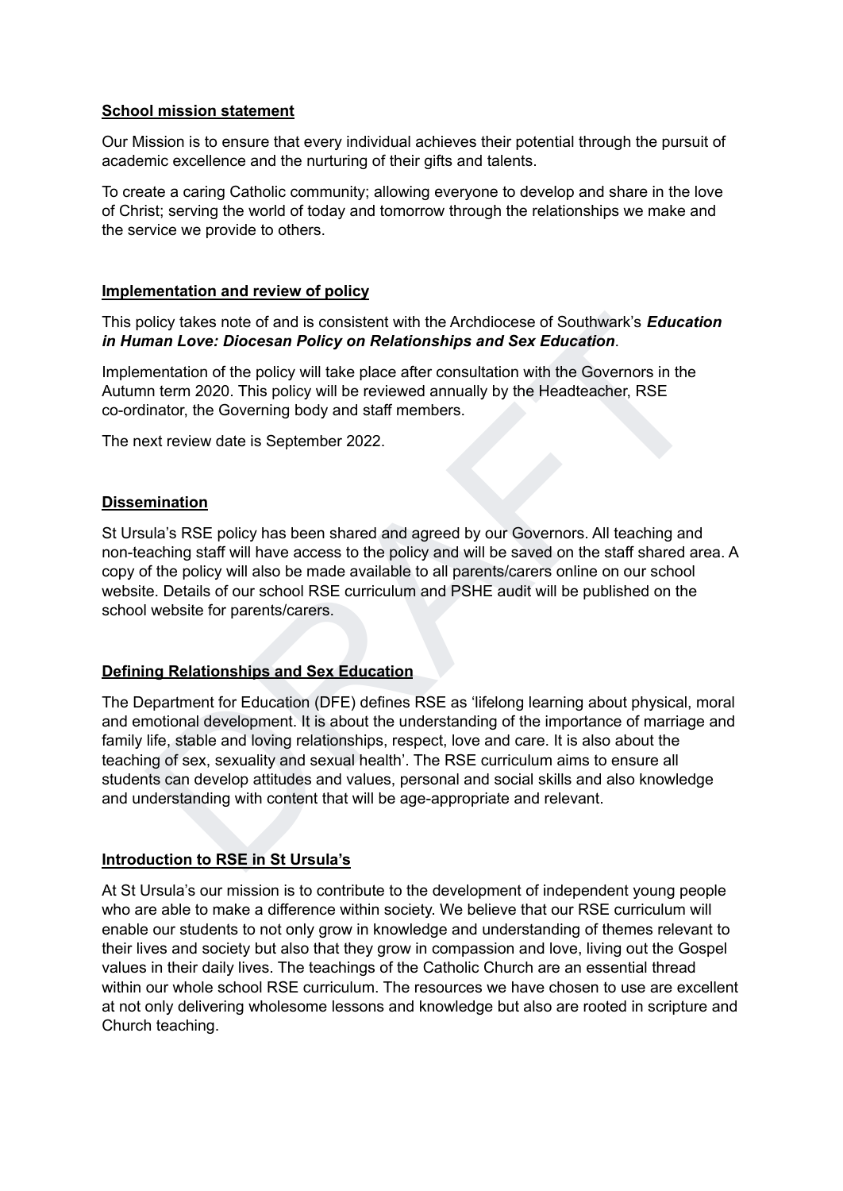**School mission statement**

Our Mission is to ensure that every individual achieves their potential through the pursuit of academic excellence and the nurturing of their gifts and talents.

To create a caring Catholic community; allowing everyone to develop and share in the love of Christ; serving the world of today and tomorrow through the relationships we make and the service we provide to others.

**Implementation and review of policy**

This policy takes note of and is consistent with the Archdiocese of Southwark's ***Education in Human Love: Diocesan Policy on Relationships and Sex Education***.

Implementation of the policy will take place after consultation with the Governors in the Autumn term 2020. This policy will be reviewed annually by the Headteacher, RSE co-ordinator, the Governing body and staff members.

The next review date is September 2022.

**Dissemination**

St Ursula's RSE policy has been shared and agreed by our Governors. All teaching and non-teaching staff will have access to the policy and will be saved on the staff shared area. A copy of the policy will also be made available to all parents/carers online on our school website. Details of our school RSE curriculum and PSHE audit will be published on the school website for parents/carers.

**Defining Relationships and Sex Education**

The Department for Education (DFE) defines RSE as 'lifelong learning about physical, moral and emotional development. It is about the understanding of the importance of marriage and family life, stable and loving relationships, respect, love and care. It is also about the teaching of sex, sexuality and sexual health'. The RSE curriculum aims to ensure all students can develop attitudes and values, personal and social skills and also knowledge and understanding with content that will be age-appropriate and relevant.

**Introduction to RSE in St Ursula's**

At St Ursula's our mission is to contribute to the development of independent young people who are able to make a difference within society. We believe that our RSE curriculum will enable our students to not only grow in knowledge and understanding of themes relevant to their lives and society but also that they grow in compassion and love, living out the Gospel values in their daily lives. The teachings of the Catholic Church are an essential thread within our whole school RSE curriculum. The resources we have chosen to use are excellent at not only delivering wholesome lessons and knowledge but also are rooted in scripture and Church teaching.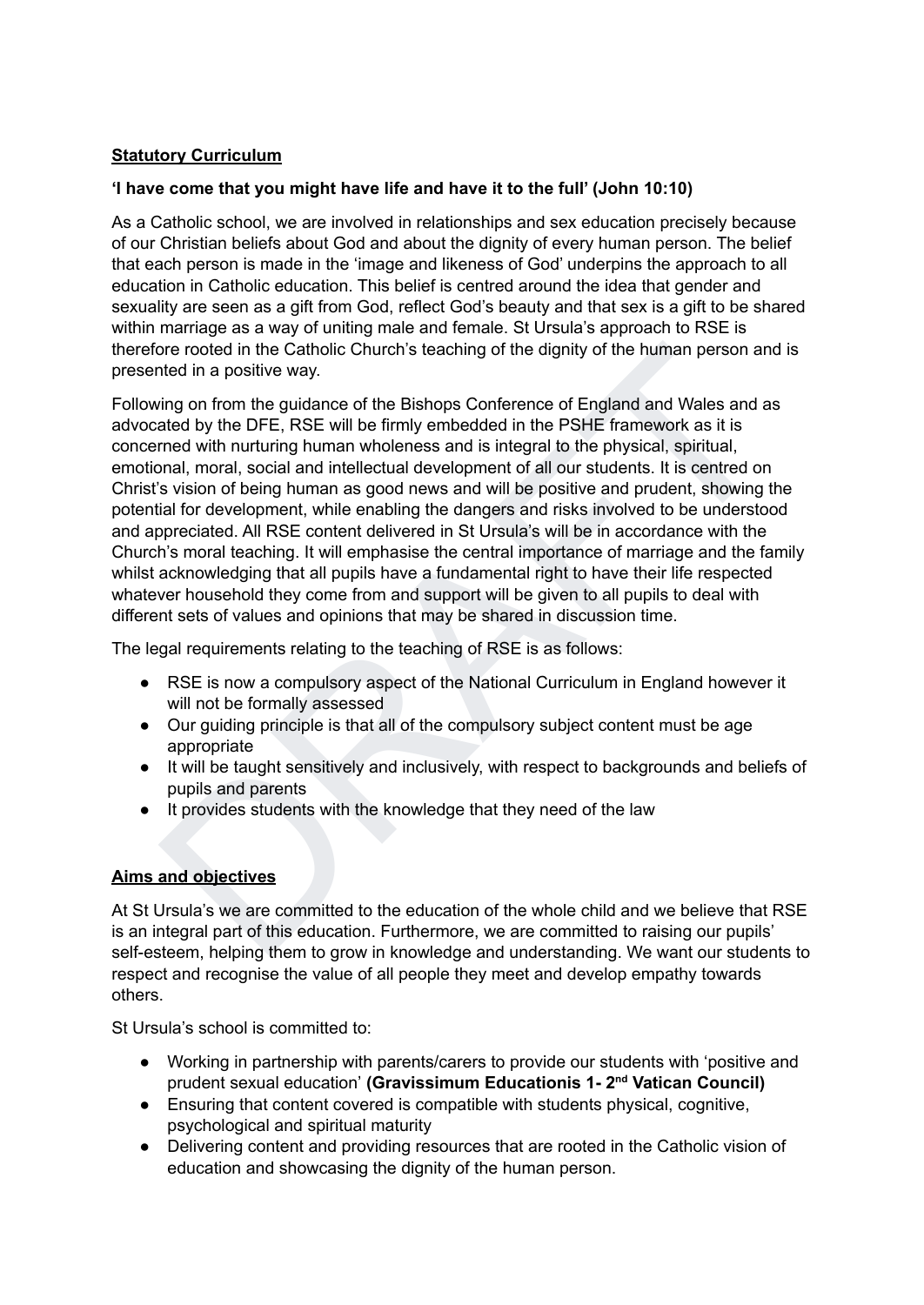**Statutory Curriculum**

**'I have come that you might have life and have it to the full' (John 10:10)**

As a Catholic school, we are involved in relationships and sex education precisely because of our Christian beliefs about God and about the dignity of every human person. The belief that each person is made in the 'image and likeness of God' underpins the approach to all education in Catholic education. This belief is centred around the idea that gender and sexuality are seen as a gift from God, reflect God's beauty and that sex is a gift to be shared within marriage as a way of uniting male and female. St Ursula's approach to RSE is therefore rooted in the Catholic Church's teaching of the dignity of the human person and is presented in a positive way.

Following on from the guidance of the Bishops Conference of England and Wales and as advocated by the DFE, RSE will be firmly embedded in the PSHE framework as it is concerned with nurturing human wholeness and is integral to the physical, spiritual, emotional, moral, social and intellectual development of all our students. It is centred on Christ's vision of being human as good news and will be positive and prudent, showing the potential for development, while enabling the dangers and risks involved to be understood and appreciated. All RSE content delivered in St Ursula's will be in accordance with the Church's moral teaching. It will emphasise the central importance of marriage and the family whilst acknowledging that all pupils have a fundamental right to have their life respected whatever household they come from and support will be given to all pupils to deal with different sets of values and opinions that may be shared in discussion time.

The legal requirements relating to the teaching of RSE is as follows:

- RSE is now a compulsory aspect of the National Curriculum in England however it will not be formally assessed
- Our guiding principle is that all of the compulsory subject content must be age appropriate
- It will be taught sensitively and inclusively, with respect to backgrounds and beliefs of pupils and parents
- It provides students with the knowledge that they need of the law

**Aims and objectives**

At St Ursula's we are committed to the education of the whole child and we believe that RSE is an integral part of this education. Furthermore, we are committed to raising our pupils' self-esteem, helping them to grow in knowledge and understanding. We want our students to respect and recognise the value of all people they meet and develop empathy towards others.

St Ursula's school is committed to:

- Working in partnership with parents/carers to provide our students with 'positive and prudent sexual education' **(Gravissimum Educationis 1- 2nd Vatican Council)**
- Ensuring that content covered is compatible with students physical, cognitive, psychological and spiritual maturity
- Delivering content and providing resources that are rooted in the Catholic vision of education and showcasing the dignity of the human person.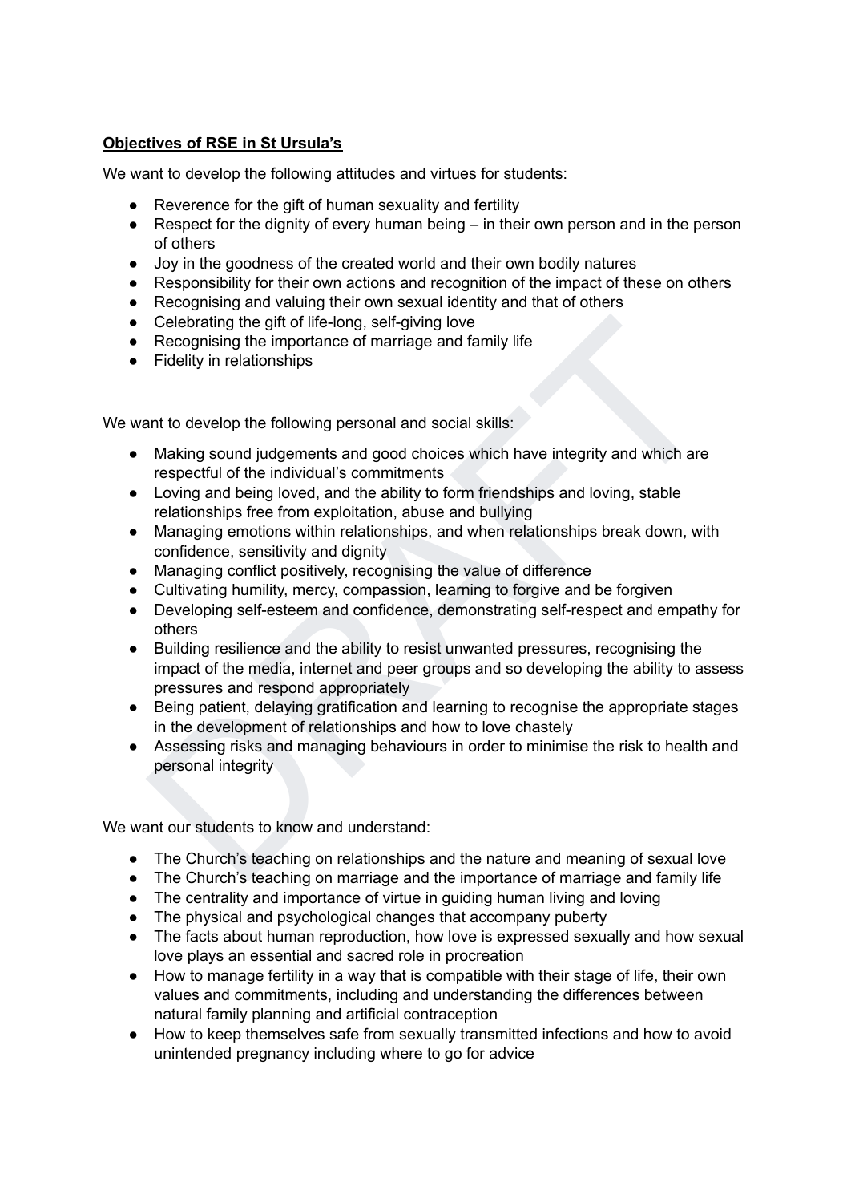**Objectives of RSE in St Ursula's**

We want to develop the following attitudes and virtues for students:

- Reverence for the gift of human sexuality and fertility
- Respect for the dignity of every human being – in their own person and in the person of others
- Joy in the goodness of the created world and their own bodily natures
- Responsibility for their own actions and recognition of the impact of these on others
- Recognising and valuing their own sexual identity and that of others
- Celebrating the gift of life-long, self-giving love
- Recognising the importance of marriage and family life
- Fidelity in relationships

We want to develop the following personal and social skills:

- Making sound judgements and good choices which have integrity and which are respectful of the individual's commitments
- Loving and being loved, and the ability to form friendships and loving, stable relationships free from exploitation, abuse and bullying
- Managing emotions within relationships, and when relationships break down, with confidence, sensitivity and dignity
- Managing conflict positively, recognising the value of difference
- Cultivating humility, mercy, compassion, learning to forgive and be forgiven
- Developing self-esteem and confidence, demonstrating self-respect and empathy for others
- Building resilience and the ability to resist unwanted pressures, recognising the impact of the media, internet and peer groups and so developing the ability to assess pressures and respond appropriately
- Being patient, delaying gratification and learning to recognise the appropriate stages in the development of relationships and how to love chastely
- Assessing risks and managing behaviours in order to minimise the risk to health and personal integrity

We want our students to know and understand:

- The Church's teaching on relationships and the nature and meaning of sexual love
- The Church's teaching on marriage and the importance of marriage and family life
- The centrality and importance of virtue in guiding human living and loving
- The physical and psychological changes that accompany puberty
- The facts about human reproduction, how love is expressed sexually and how sexual love plays an essential and sacred role in procreation
- How to manage fertility in a way that is compatible with their stage of life, their own values and commitments, including and understanding the differences between natural family planning and artificial contraception
- How to keep themselves safe from sexually transmitted infections and how to avoid unintended pregnancy including where to go for advice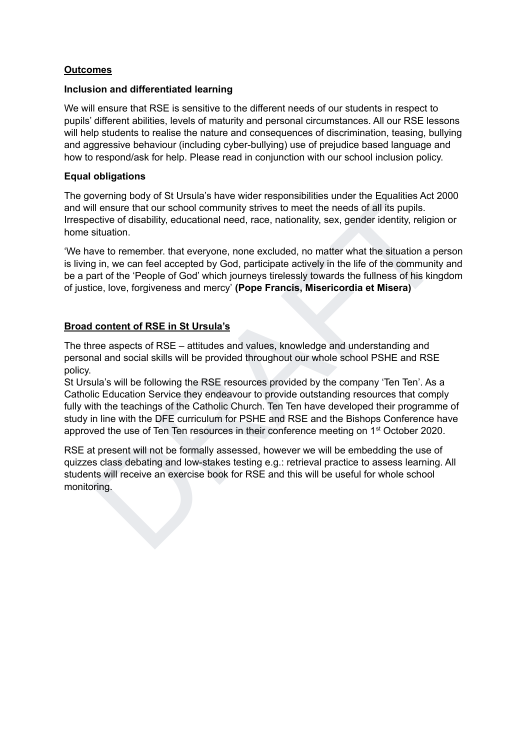## Outcomes

### Inclusion and differentiated learning

We will ensure that RSE is sensitive to the different needs of our students in respect to pupils' different abilities, levels of maturity and personal circumstances. All our RSE lessons will help students to realise the nature and consequences of discrimination, teasing, bullying and aggressive behaviour (including cyber-bullying) use of prejudice based language and how to respond/ask for help. Please read in conjunction with our school inclusion policy.

### Equal obligations

The governing body of St Ursula's have wider responsibilities under the Equalities Act 2000 and will ensure that our school community strives to meet the needs of all its pupils. Irrespective of disability, educational need, race, nationality, sex, gender identity, religion or home situation.

'We have to remember. that everyone, none excluded, no matter what the situation a person is living in, we can feel accepted by God, participate actively in the life of the community and be a part of the 'People of God' which journeys tirelessly towards the fullness of his kingdom of justice, love, forgiveness and mercy' **(Pope Francis, Misericordia et Misera)**

## Broad content of RSE in St Ursula's

The three aspects of RSE – attitudes and values, knowledge and understanding and personal and social skills will be provided throughout our whole school PSHE and RSE policy.

St Ursula's will be following the RSE resources provided by the company 'Ten Ten'. As a Catholic Education Service they endeavour to provide outstanding resources that comply fully with the teachings of the Catholic Church. Ten Ten have developed their programme of study in line with the DFE curriculum for PSHE and RSE and the Bishops Conference have approved the use of Ten Ten resources in their conference meeting on 1st October 2020.

RSE at present will not be formally assessed, however we will be embedding the use of quizzes class debating and low-stakes testing e.g.: retrieval practice to assess learning. All students will receive an exercise book for RSE and this will be useful for whole school monitoring.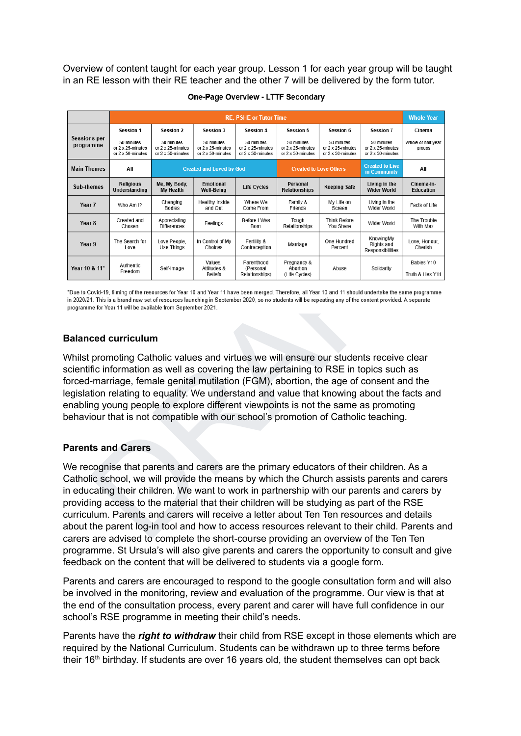Overview of content taught for each year group. Lesson 1 for each year group will be taught in an RE lesson with their RE teacher and the other 7 will be delivered by the form tutor.

**One-Page Overview - LTTF Secondary**

| | RE, PSHE or Tutor Time | | | | | | | Whole Year |
|---|---|---|---|---|---|---|---|---|
| Sessions per programme | Session 1<br>50 minutes or 2 x 25-minutes or 2 x 50-minutes | Session 2<br>50 minutes or 2 x 25-minutes or 2 x 50-minutes | Session 3<br>50 minutes or 2 x 25-minutes or 2 x 50-minutes | Session 4<br>50 minutes or 2 x 25-minutes or 2 x 50-minutes | Session 5<br>50 minutes or 2 x 25-minutes or 2 x 50-minutes | Session 6<br>50 minutes or 2 x 25-minutes or 2 x 50-minutes | Session 7<br>50 minutes or 2 x 25-minutes or 2 x 50-minutes | Cinema<br>Whole or half-year groups |
| Main Themes | All | Created and Loved by God | | | Created to Love Others | | Created to Live in Community | All |
| Sub-themes | Religious Understanding | Me, My Body, My Health | Emotional Well-Being | Life Cycles | Personal Relationships | Keeping Safe | Living in the Wider World | Cinema-in-Education |
| Year 7 | Who Am I? | Changing Bodies | Healthy Inside and Out | Where We Come From | Family & Friends | My Life on Screen | Living in the Wider World | Facts of Life |
| Year 8 | Created and Chosen | Appreciating Differences | Feelings | Before I Was Born | Tough Relationships | Think Before You Share | Wider World | The Trouble With Max |
| Year 9 | The Search for Love | Love People, Use Things | In Control of My Choices | Fertility & Contraception | Marriage | One Hundred Percent | KnowingMy Rights and Responsibilities | Love, Honour, Cherish |
| Year 10 & 11* | Authentic Freedom | Self-Image | Values, Attitudes & Beliefs | Parenthood (Personal Relationships) | Pregnancy & Abortion (Life Cycles) | Abuse | Solidarity | Babies Y10<br>Truth & Lies Y11 |

*Due to Covid-19, filming of the resources for Year 10 and Year 11 have been merged. Therefore, all Year 10 and 11 should undertake the same programme in 2020/21. This is a brand new set of resources launching in September 2020, so no students will be repeating any of the content provided. A separate programme for Year 11 will be available from September 2021.

## Balanced curriculum

Whilst promoting Catholic values and virtues we will ensure our students receive clear scientific information as well as covering the law pertaining to RSE in topics such as forced-marriage, female genital mutilation (FGM), abortion, the age of consent and the legislation relating to equality. We understand and value that knowing about the facts and enabling young people to explore different viewpoints is not the same as promoting behaviour that is not compatible with our school's promotion of Catholic teaching.

## Parents and Carers

We recognise that parents and carers are the primary educators of their children. As a Catholic school, we will provide the means by which the Church assists parents and carers in educating their children. We want to work in partnership with our parents and carers by providing access to the material that their children will be studying as part of the RSE curriculum. Parents and carers will receive a letter about Ten Ten resources and details about the parent log-in tool and how to access resources relevant to their child. Parents and carers are advised to complete the short-course providing an overview of the Ten Ten programme. St Ursula's will also give parents and carers the opportunity to consult and give feedback on the content that will be delivered to students via a google form.

Parents and carers are encouraged to respond to the google consultation form and will also be involved in the monitoring, review and evaluation of the programme. Our view is that at the end of the consultation process, every parent and carer will have full confidence in our school's RSE programme in meeting their child's needs.

Parents have the ***right to withdraw*** their child from RSE except in those elements which are required by the National Curriculum. Students can be withdrawn up to three terms before their 16th birthday. If students are over 16 years old, the student themselves can opt back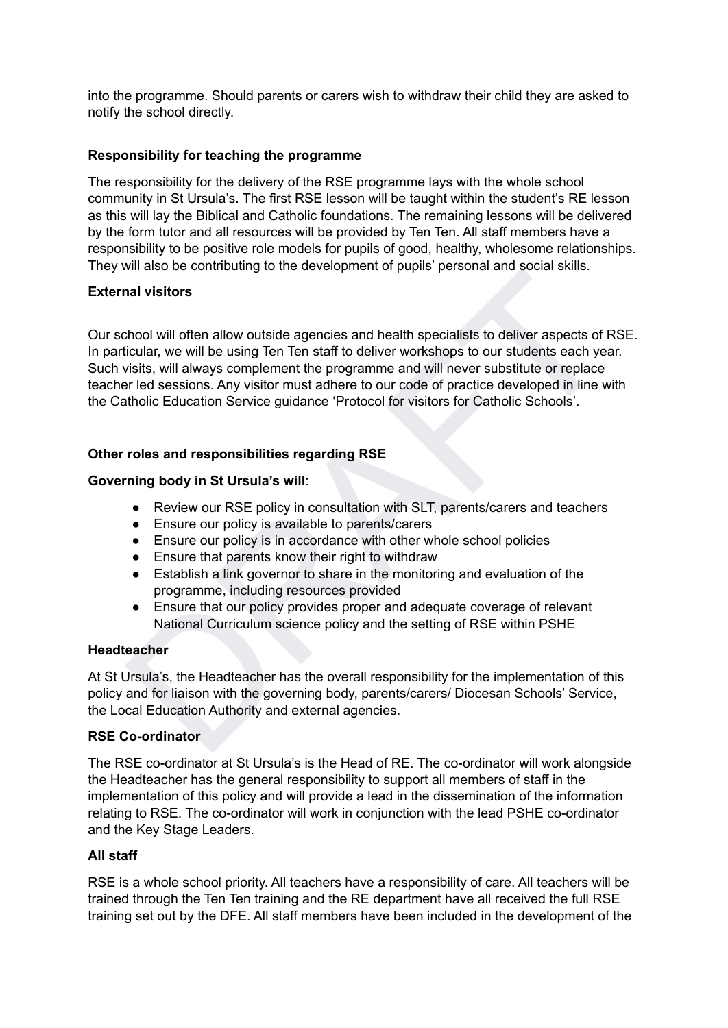into the programme. Should parents or carers wish to withdraw their child they are asked to notify the school directly.

**Responsibility for teaching the programme**

The responsibility for the delivery of the RSE programme lays with the whole school community in St Ursula's. The first RSE lesson will be taught within the student's RE lesson as this will lay the Biblical and Catholic foundations. The remaining lessons will be delivered by the form tutor and all resources will be provided by Ten Ten. All staff members have a responsibility to be positive role models for pupils of good, healthy, wholesome relationships. They will also be contributing to the development of pupils' personal and social skills.

**External visitors**

Our school will often allow outside agencies and health specialists to deliver aspects of RSE. In particular, we will be using Ten Ten staff to deliver workshops to our students each year. Such visits, will always complement the programme and will never substitute or replace teacher led sessions. Any visitor must adhere to our code of practice developed in line with the Catholic Education Service guidance 'Protocol for visitors for Catholic Schools'.

**Other roles and responsibilities regarding RSE**

**Governing body in St Ursula's will**:

- Review our RSE policy in consultation with SLT, parents/carers and teachers
- Ensure our policy is available to parents/carers
- Ensure our policy is in accordance with other whole school policies
- Ensure that parents know their right to withdraw
- Establish a link governor to share in the monitoring and evaluation of the programme, including resources provided
- Ensure that our policy provides proper and adequate coverage of relevant National Curriculum science policy and the setting of RSE within PSHE

**Headteacher**

At St Ursula's, the Headteacher has the overall responsibility for the implementation of this policy and for liaison with the governing body, parents/carers/ Diocesan Schools' Service, the Local Education Authority and external agencies.

**RSE Co-ordinator**

The RSE co-ordinator at St Ursula's is the Head of RE. The co-ordinator will work alongside the Headteacher has the general responsibility to support all members of staff in the implementation of this policy and will provide a lead in the dissemination of the information relating to RSE. The co-ordinator will work in conjunction with the lead PSHE co-ordinator and the Key Stage Leaders.

**All staff**

RSE is a whole school priority. All teachers have a responsibility of care. All teachers will be trained through the Ten Ten training and the RE department have all received the full RSE training set out by the DFE. All staff members have been included in the development of the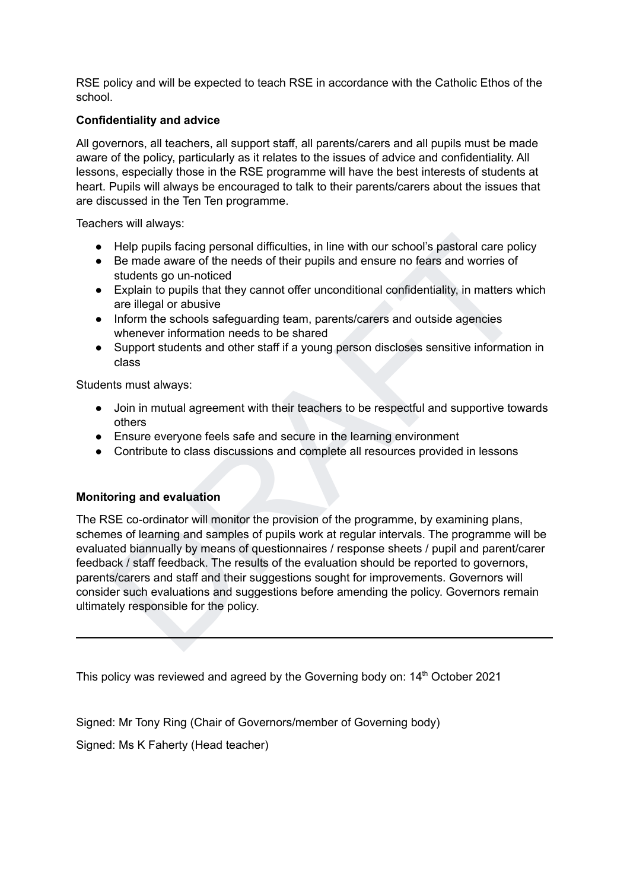RSE policy and will be expected to teach RSE in accordance with the Catholic Ethos of the school.

**Confidentiality and advice**

All governors, all teachers, all support staff, all parents/carers and all pupils must be made aware of the policy, particularly as it relates to the issues of advice and confidentiality. All lessons, especially those in the RSE programme will have the best interests of students at heart. Pupils will always be encouraged to talk to their parents/carers about the issues that are discussed in the Ten Ten programme.

Teachers will always:

- Help pupils facing personal difficulties, in line with our school's pastoral care policy
- Be made aware of the needs of their pupils and ensure no fears and worries of students go un-noticed
- Explain to pupils that they cannot offer unconditional confidentiality, in matters which are illegal or abusive
- Inform the schools safeguarding team, parents/carers and outside agencies whenever information needs to be shared
- Support students and other staff if a young person discloses sensitive information in class

Students must always:

- Join in mutual agreement with their teachers to be respectful and supportive towards others
- Ensure everyone feels safe and secure in the learning environment
- Contribute to class discussions and complete all resources provided in lessons

**Monitoring and evaluation**

The RSE co-ordinator will monitor the provision of the programme, by examining plans, schemes of learning and samples of pupils work at regular intervals. The programme will be evaluated biannually by means of questionnaires / response sheets / pupil and parent/carer feedback / staff feedback. The results of the evaluation should be reported to governors, parents/carers and staff and their suggestions sought for improvements. Governors will consider such evaluations and suggestions before amending the policy. Governors remain ultimately responsible for the policy.

---

This policy was reviewed and agreed by the Governing body on: 14th October 2021

Signed: Mr Tony Ring (Chair of Governors/member of Governing body)

Signed: Ms K Faherty (Head teacher)